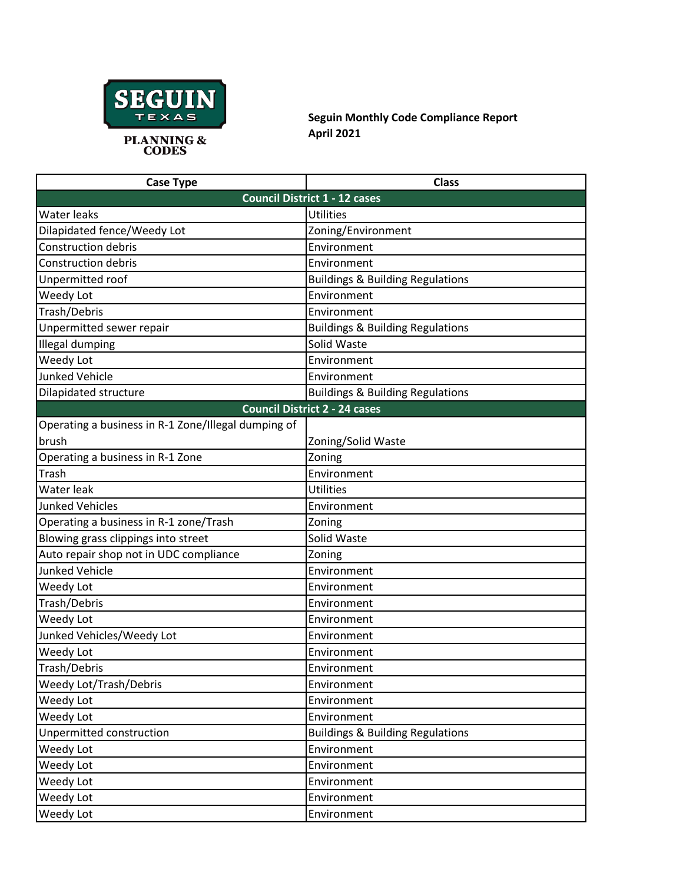SEGUIN TEXAS

PLANNING & CODES

**Seguin Monthly Code Compliance Report**
**April 2021**

| Case Type | Class |
|---|---|
| **Council District 1 - 12 cases** | |
| Water leaks | Utilities |
| Dilapidated fence/Weedy Lot | Zoning/Environment |
| Construction debris | Environment |
| Construction debris | Environment |
| Unpermitted roof | Buildings & Building Regulations |
| Weedy Lot | Environment |
| Trash/Debris | Environment |
| Unpermitted sewer repair | Buildings & Building Regulations |
| Illegal dumping | Solid Waste |
| Weedy Lot | Environment |
| Junked Vehicle | Environment |
| Dilapidated structure | Buildings & Building Regulations |
| **Council District 2 - 24 cases** | |
| Operating a business in R-1 Zone/Illegal dumping of brush | Zoning/Solid Waste |
| Operating a business in R-1 Zone | Zoning |
| Trash | Environment |
| Water leak | Utilities |
| Junked Vehicles | Environment |
| Operating a business in R-1 zone/Trash | Zoning |
| Blowing grass clippings into street | Solid Waste |
| Auto repair shop not in UDC compliance | Zoning |
| Junked Vehicle | Environment |
| Weedy Lot | Environment |
| Trash/Debris | Environment |
| Weedy Lot | Environment |
| Junked Vehicles/Weedy Lot | Environment |
| Weedy Lot | Environment |
| Trash/Debris | Environment |
| Weedy Lot/Trash/Debris | Environment |
| Weedy Lot | Environment |
| Weedy Lot | Environment |
| Unpermitted construction | Buildings & Building Regulations |
| Weedy Lot | Environment |
| Weedy Lot | Environment |
| Weedy Lot | Environment |
| Weedy Lot | Environment |
| Weedy Lot | Environment |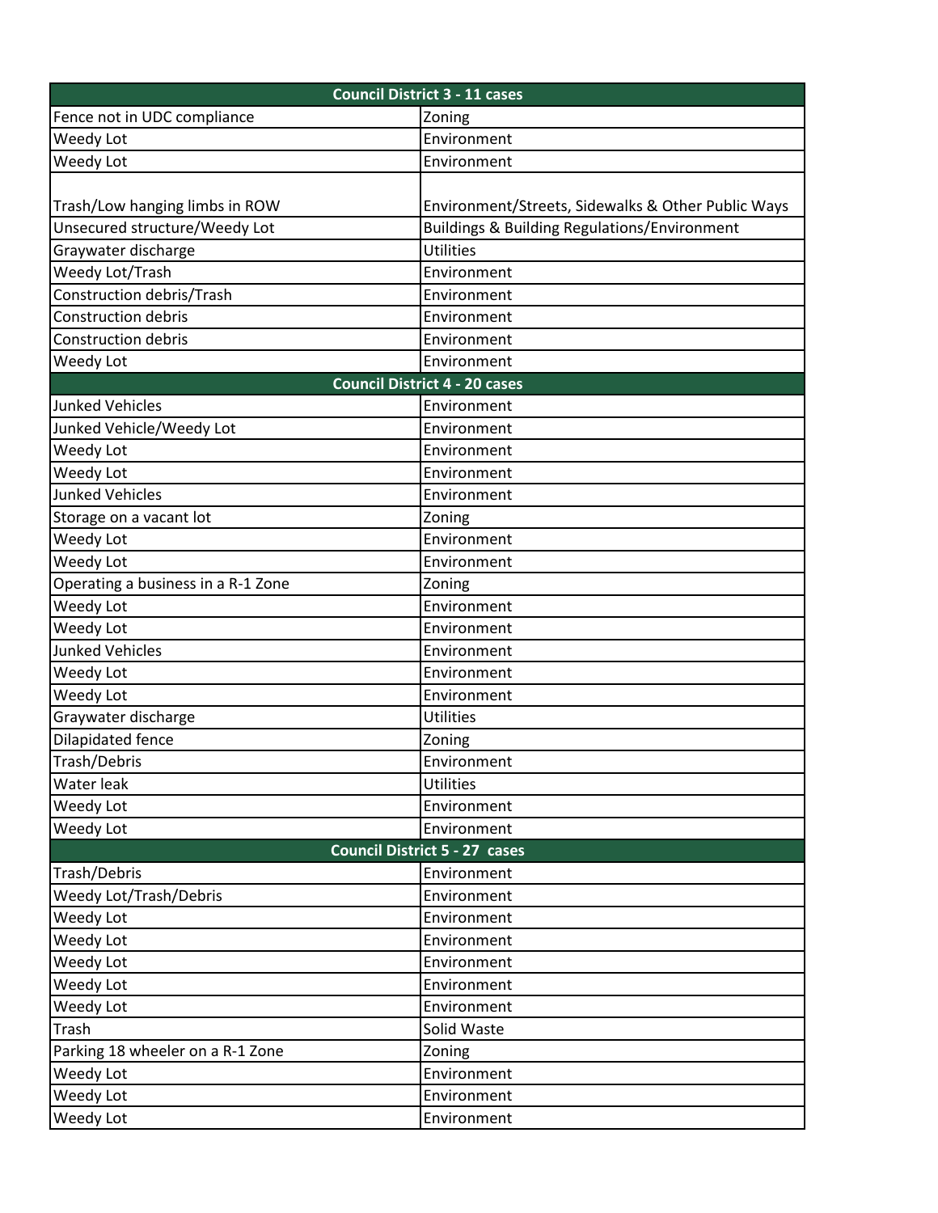| Council District 3 - 11 cases | |
|---|---|
| Fence not in UDC compliance | Zoning |
| Weedy Lot | Environment |
| Weedy Lot | Environment |
| Trash/Low hanging limbs in ROW | Environment/Streets, Sidewalks & Other Public Ways |
| Unsecured structure/Weedy Lot | Buildings & Building Regulations/Environment |
| Graywater discharge | Utilities |
| Weedy Lot/Trash | Environment |
| Construction debris/Trash | Environment |
| Construction debris | Environment |
| Construction debris | Environment |
| Weedy Lot | Environment |
| **Council District 4 - 20 cases** | |
| Junked Vehicles | Environment |
| Junked Vehicle/Weedy Lot | Environment |
| Weedy Lot | Environment |
| Weedy Lot | Environment |
| Junked Vehicles | Environment |
| Storage on a vacant lot | Zoning |
| Weedy Lot | Environment |
| Weedy Lot | Environment |
| Operating a business in a R-1 Zone | Zoning |
| Weedy Lot | Environment |
| Weedy Lot | Environment |
| Junked Vehicles | Environment |
| Weedy Lot | Environment |
| Weedy Lot | Environment |
| Graywater discharge | Utilities |
| Dilapidated fence | Zoning |
| Trash/Debris | Environment |
| Water leak | Utilities |
| Weedy Lot | Environment |
| Weedy Lot | Environment |
| **Council District 5 - 27 cases** | |
| Trash/Debris | Environment |
| Weedy Lot/Trash/Debris | Environment |
| Weedy Lot | Environment |
| Weedy Lot | Environment |
| Weedy Lot | Environment |
| Weedy Lot | Environment |
| Weedy Lot | Environment |
| Trash | Solid Waste |
| Parking 18 wheeler on a R-1 Zone | Zoning |
| Weedy Lot | Environment |
| Weedy Lot | Environment |
| Weedy Lot | Environment |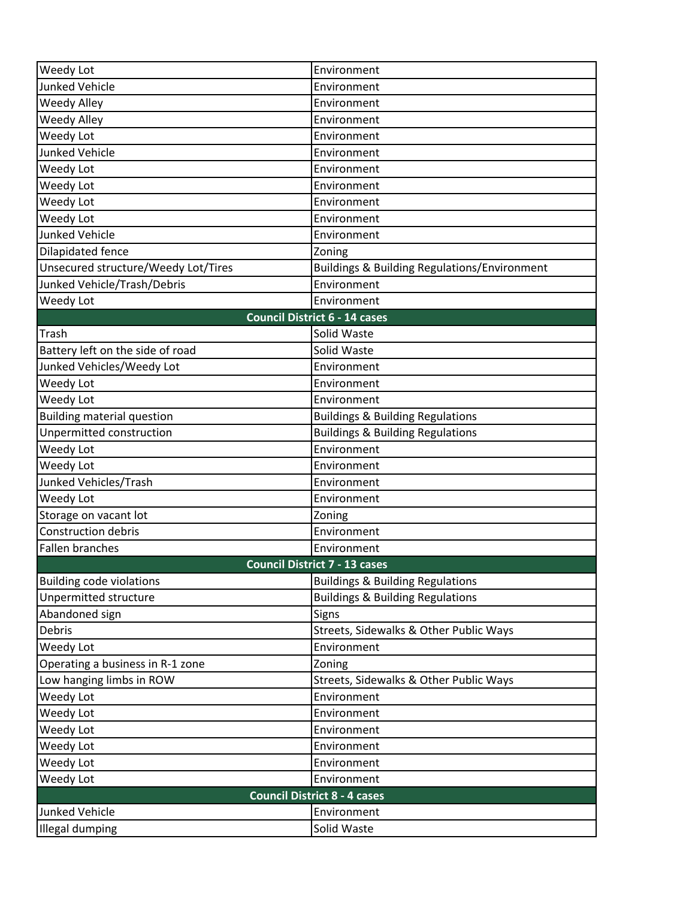| | |
|---|---|
| Weedy Lot | Environment |
| Junked Vehicle | Environment |
| Weedy Alley | Environment |
| Weedy Alley | Environment |
| Weedy Lot | Environment |
| Junked Vehicle | Environment |
| Weedy Lot | Environment |
| Weedy Lot | Environment |
| Weedy Lot | Environment |
| Weedy Lot | Environment |
| Junked Vehicle | Environment |
| Dilapidated fence | Zoning |
| Unsecured structure/Weedy Lot/Tires | Buildings & Building Regulations/Environment |
| Junked Vehicle/Trash/Debris | Environment |
| Weedy Lot | Environment |
| **Council District 6 - 14 cases** | |
| Trash | Solid Waste |
| Battery left on the side of road | Solid Waste |
| Junked Vehicles/Weedy Lot | Environment |
| Weedy Lot | Environment |
| Weedy Lot | Environment |
| Building material question | Buildings & Building Regulations |
| Unpermitted construction | Buildings & Building Regulations |
| Weedy Lot | Environment |
| Weedy Lot | Environment |
| Junked Vehicles/Trash | Environment |
| Weedy Lot | Environment |
| Storage on vacant lot | Zoning |
| Construction debris | Environment |
| Fallen branches | Environment |
| **Council District 7 - 13 cases** | |
| Building code violations | Buildings & Building Regulations |
| Unpermitted structure | Buildings & Building Regulations |
| Abandoned sign | Signs |
| Debris | Streets, Sidewalks & Other Public Ways |
| Weedy Lot | Environment |
| Operating a business in R-1 zone | Zoning |
| Low hanging limbs in ROW | Streets, Sidewalks & Other Public Ways |
| Weedy Lot | Environment |
| Weedy Lot | Environment |
| Weedy Lot | Environment |
| Weedy Lot | Environment |
| Weedy Lot | Environment |
| Weedy Lot | Environment |
| **Council District 8 - 4 cases** | |
| Junked Vehicle | Environment |
| Illegal dumping | Solid Waste |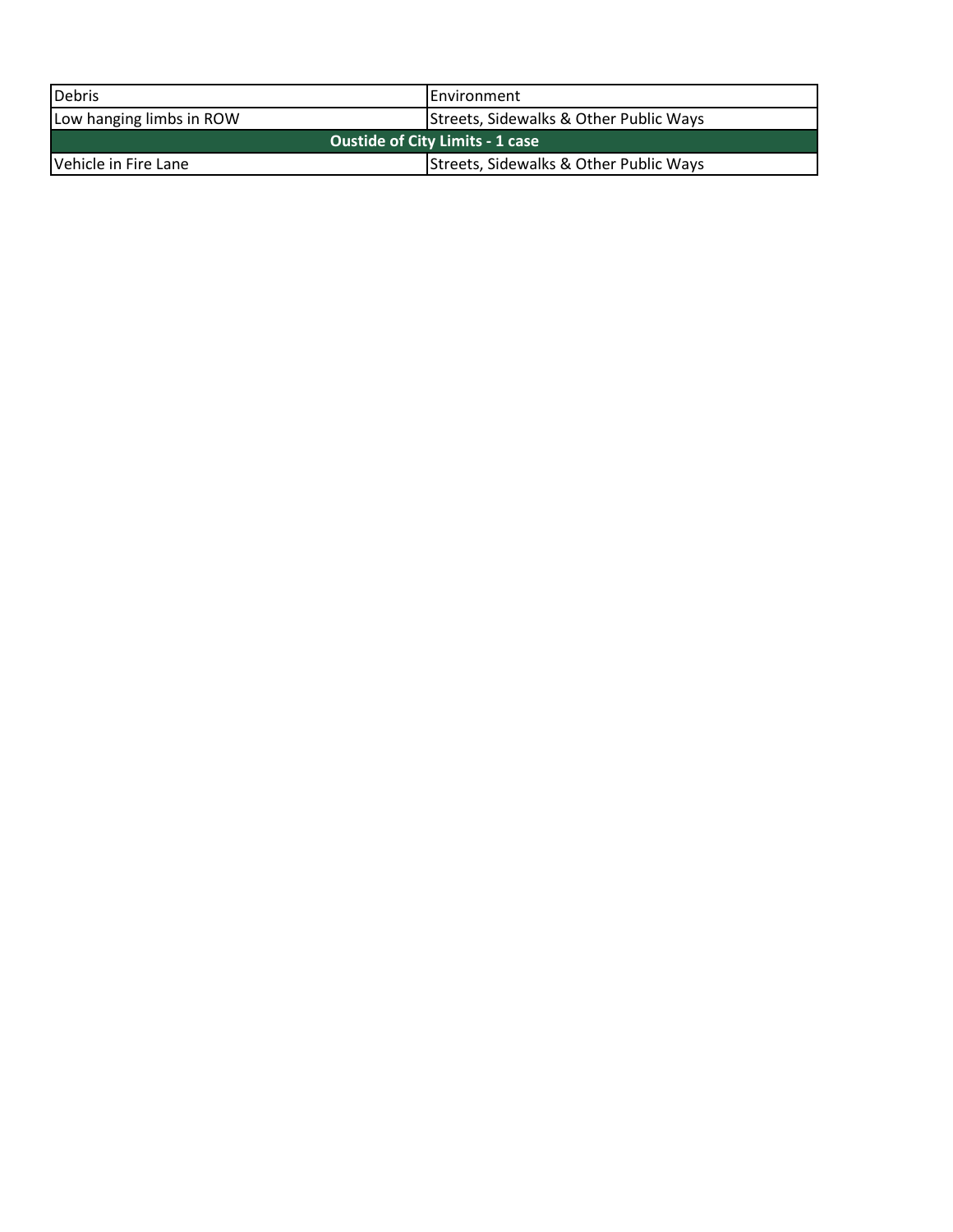| | |
|---|---|
| Debris | Environment |
| Low hanging limbs in ROW | Streets, Sidewalks & Other Public Ways |
| **Oustide of City Limits - 1 case** | |
| Vehicle in Fire Lane | Streets, Sidewalks & Other Public Ways |